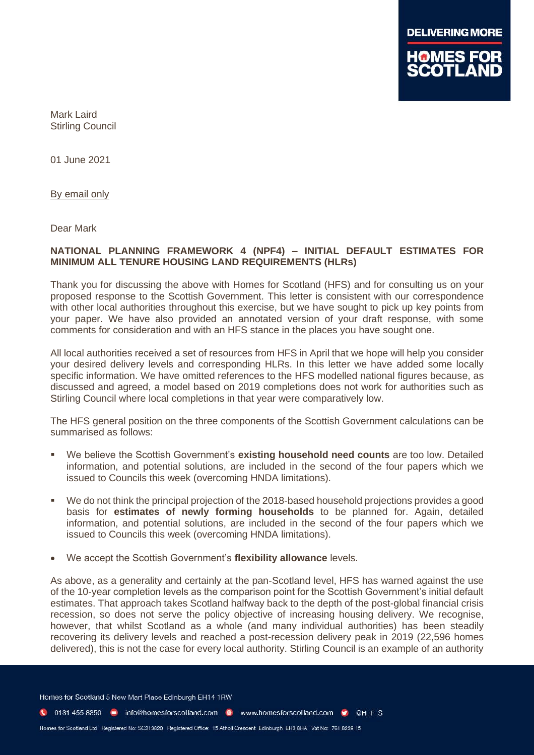Mark Laird
Stirling Council

01 June 2021

By email only

Dear Mark

**NATIONAL PLANNING FRAMEWORK 4 (NPF4) – INITIAL DEFAULT ESTIMATES FOR MINIMUM ALL TENURE HOUSING LAND REQUIREMENTS (HLRs)**

Thank you for discussing the above with Homes for Scotland (HFS) and for consulting us on your proposed response to the Scottish Government. This letter is consistent with our correspondence with other local authorities throughout this exercise, but we have sought to pick up key points from your paper. We have also provided an annotated version of your draft response, with some comments for consideration and with an HFS stance in the places you have sought one.

All local authorities received a set of resources from HFS in April that we hope will help you consider your desired delivery levels and corresponding HLRs. In this letter we have added some locally specific information. We have omitted references to the HFS modelled national figures because, as discussed and agreed, a model based on 2019 completions does not work for authorities such as Stirling Council where local completions in that year were comparatively low.

The HFS general position on the three components of the Scottish Government calculations can be summarised as follows:

- We believe the Scottish Government's **existing household need counts** are too low. Detailed information, and potential solutions, are included in the second of the four papers which we issued to Councils this week (overcoming HNDA limitations).
- We do not think the principal projection of the 2018-based household projections provides a good basis for **estimates of newly forming households** to be planned for. Again, detailed information, and potential solutions, are included in the second of the four papers which we issued to Councils this week (overcoming HNDA limitations).
- We accept the Scottish Government's **flexibility allowance** levels.

As above, as a generality and certainly at the pan-Scotland level, HFS has warned against the use of the 10-year completion levels as the comparison point for the Scottish Government's initial default estimates. That approach takes Scotland halfway back to the depth of the post-global financial crisis recession, so does not serve the policy objective of increasing housing delivery. We recognise, however, that whilst Scotland as a whole (and many individual authorities) has been steadily recovering its delivery levels and reached a post-recession delivery peak in 2019 (22,596 homes delivered), this is not the case for every local authority. Stirling Council is an example of an authority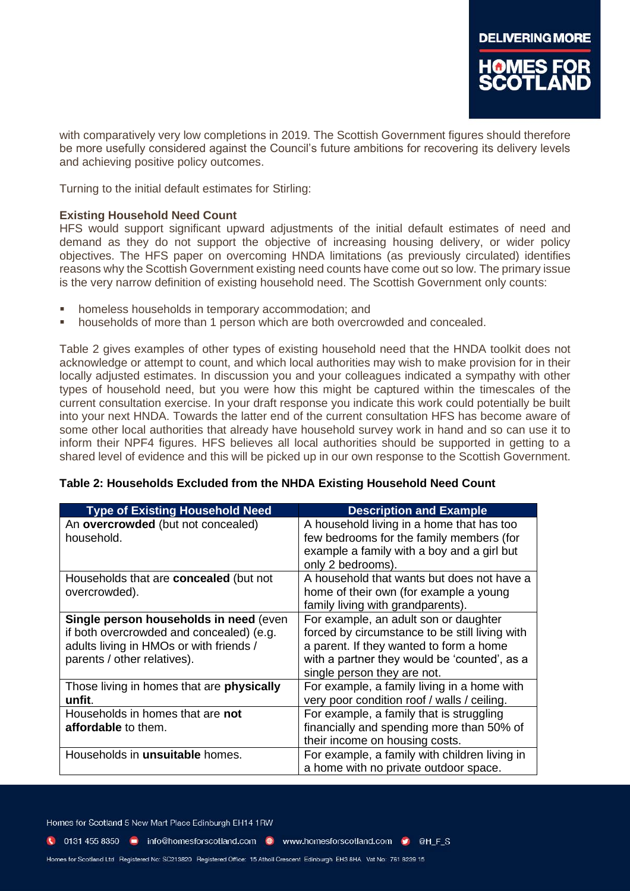with comparatively very low completions in 2019. The Scottish Government figures should therefore be more usefully considered against the Council's future ambitions for recovering its delivery levels and achieving positive policy outcomes.

Turning to the initial default estimates for Stirling:

**Existing Household Need Count**

HFS would support significant upward adjustments of the initial default estimates of need and demand as they do not support the objective of increasing housing delivery, or wider policy objectives. The HFS paper on overcoming HNDA limitations (as previously circulated) identifies reasons why the Scottish Government existing need counts have come out so low. The primary issue is the very narrow definition of existing household need. The Scottish Government only counts:

- homeless households in temporary accommodation; and
- households of more than 1 person which are both overcrowded and concealed.

Table 2 gives examples of other types of existing household need that the HNDA toolkit does not acknowledge or attempt to count, and which local authorities may wish to make provision for in their locally adjusted estimates. In discussion you and your colleagues indicated a sympathy with other types of household need, but you were how this might be captured within the timescales of the current consultation exercise. In your draft response you indicate this work could potentially be built into your next HNDA. Towards the latter end of the current consultation HFS has become aware of some other local authorities that already have household survey work in hand and so can use it to inform their NPF4 figures. HFS believes all local authorities should be supported in getting to a shared level of evidence and this will be picked up in our own response to the Scottish Government.

**Table 2: Households Excluded from the NHDA Existing Household Need Count**

| Type of Existing Household Need | Description and Example |
|---|---|
| An **overcrowded** (but not concealed) household. | A household living in a home that has too few bedrooms for the family members (for example a family with a boy and a girl but only 2 bedrooms). |
| Households that are **concealed** (but not overcrowded). | A household that wants but does not have a home of their own (for example a young family living with grandparents). |
| **Single person households in need** (even if both overcrowded and concealed) (e.g. adults living in HMOs or with friends / parents / other relatives). | For example, an adult son or daughter forced by circumstance to be still living with a parent. If they wanted to form a home with a partner they would be 'counted', as a single person they are not. |
| Those living in homes that are **physically unfit**. | For example, a family living in a home with very poor condition roof / walls / ceiling. |
| Households in homes that are **not affordable** to them. | For example, a family that is struggling financially and spending more than 50% of their income on housing costs. |
| Households in **unsuitable** homes. | For example, a family with children living in a home with no private outdoor space. |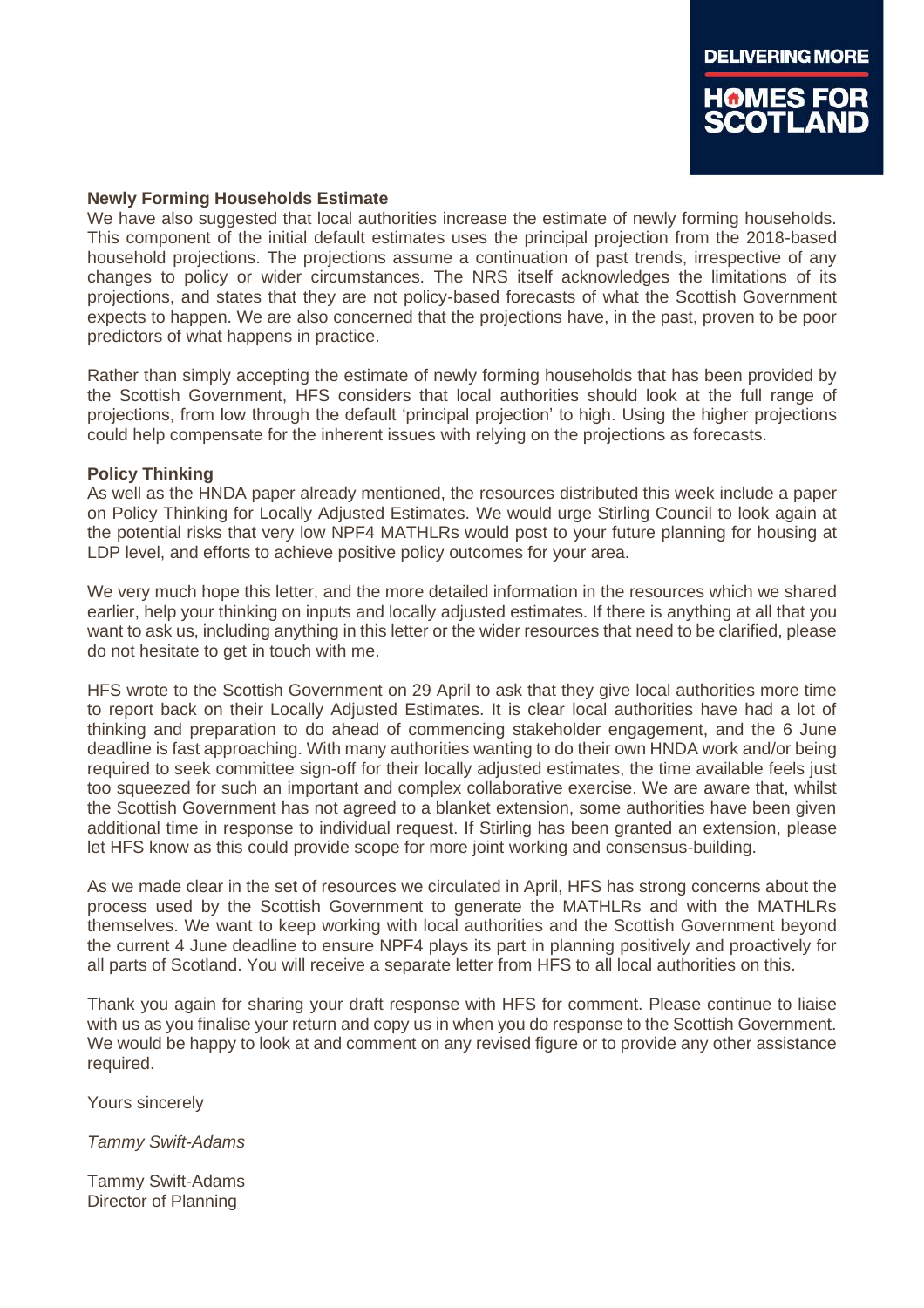**Newly Forming Households Estimate**

We have also suggested that local authorities increase the estimate of newly forming households. This component of the initial default estimates uses the principal projection from the 2018-based household projections. The projections assume a continuation of past trends, irrespective of any changes to policy or wider circumstances. The NRS itself acknowledges the limitations of its projections, and states that they are not policy-based forecasts of what the Scottish Government expects to happen. We are also concerned that the projections have, in the past, proven to be poor predictors of what happens in practice.

Rather than simply accepting the estimate of newly forming households that has been provided by the Scottish Government, HFS considers that local authorities should look at the full range of projections, from low through the default 'principal projection' to high. Using the higher projections could help compensate for the inherent issues with relying on the projections as forecasts.

**Policy Thinking**

As well as the HNDA paper already mentioned, the resources distributed this week include a paper on Policy Thinking for Locally Adjusted Estimates. We would urge Stirling Council to look again at the potential risks that very low NPF4 MATHLRs would post to your future planning for housing at LDP level, and efforts to achieve positive policy outcomes for your area.

We very much hope this letter, and the more detailed information in the resources which we shared earlier, help your thinking on inputs and locally adjusted estimates. If there is anything at all that you want to ask us, including anything in this letter or the wider resources that need to be clarified, please do not hesitate to get in touch with me.

HFS wrote to the Scottish Government on 29 April to ask that they give local authorities more time to report back on their Locally Adjusted Estimates. It is clear local authorities have had a lot of thinking and preparation to do ahead of commencing stakeholder engagement, and the 6 June deadline is fast approaching. With many authorities wanting to do their own HNDA work and/or being required to seek committee sign-off for their locally adjusted estimates, the time available feels just too squeezed for such an important and complex collaborative exercise. We are aware that, whilst the Scottish Government has not agreed to a blanket extension, some authorities have been given additional time in response to individual request. If Stirling has been granted an extension, please let HFS know as this could provide scope for more joint working and consensus-building.

As we made clear in the set of resources we circulated in April, HFS has strong concerns about the process used by the Scottish Government to generate the MATHLRs and with the MATHLRs themselves. We want to keep working with local authorities and the Scottish Government beyond the current 4 June deadline to ensure NPF4 plays its part in planning positively and proactively for all parts of Scotland. You will receive a separate letter from HFS to all local authorities on this.

Thank you again for sharing your draft response with HFS for comment. Please continue to liaise with us as you finalise your return and copy us in when you do response to the Scottish Government. We would be happy to look at and comment on any revised figure or to provide any other assistance required.

Yours sincerely

*Tammy Swift-Adams*

Tammy Swift-Adams
Director of Planning